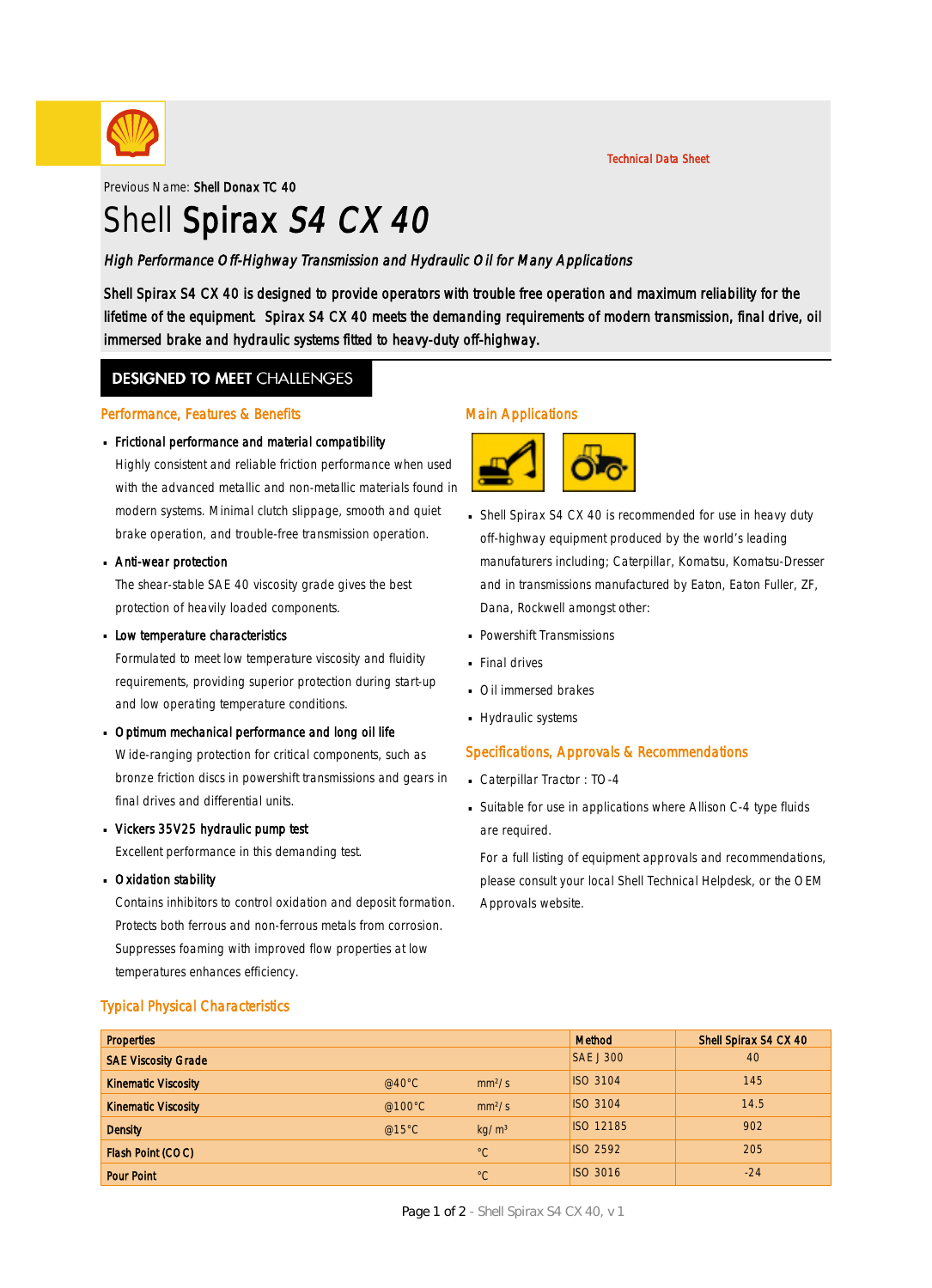Technical Data Sheet

Previous Name: **Shell Donax TC 40**

# Shell **Spirax** *S4 CX 40*

*High Performance Off-Highway Transmission and Hydraulic Oil for Many Applications*

Shell Spirax S4 CX 40 is designed to provide operators with trouble free operation and maximum reliability for the lifetime of the equipment. Spirax S4 CX 40 meets the demanding requirements of modern transmission, final drive, oil immersed brake and hydraulic systems fitted to heavy-duty off-highway.

## DESIGNED TO MEET CHALLENGES

### Performance, Features & Benefits

- **Frictional performance and material compatibility**
  Highly consistent and reliable friction performance when used with the advanced metallic and non-metallic materials found in modern systems. Minimal clutch slippage, smooth and quiet brake operation, and trouble-free transmission operation.
- **Anti-wear protection**
  The shear-stable SAE 40 viscosity grade gives the best protection of heavily loaded components.
- **Low temperature characteristics**
  Formulated to meet low temperature viscosity and fluidity requirements, providing superior protection during start-up and low operating temperature conditions.
- **Optimum mechanical performance and long oil life**
  Wide-ranging protection for critical components, such as bronze friction discs in powershift transmissions and gears in final drives and differential units.
- **Vickers 35V25 hydraulic pump test**
  Excellent performance in this demanding test.
- **Oxidation stability**
  Contains inhibitors to control oxidation and deposit formation. Protects both ferrous and non-ferrous metals from corrosion. Suppresses foaming with improved flow properties at low temperatures enhances efficiency.

### Main Applications

- Shell Spirax S4 CX 40 is recommended for use in heavy duty off-highway equipment produced by the world's leading manufacturers including; Caterpillar, Komatsu, Komatsu-Dresser and in transmissions manufactured by Eaton, Eaton Fuller, ZF, Dana, Rockwell amongst other:
- Powershift Transmissions
- Final drives
- Oil immersed brakes
- Hydraulic systems

### Specifications, Approvals & Recommendations

- Caterpillar Tractor : TO-4
- Suitable for use in applications where Allison C-4 type fluids are required.

For a full listing of equipment approvals and recommendations, please consult your local Shell Technical Helpdesk, or the OEM Approvals website.

### Typical Physical Characteristics

| Properties | | | Method | Shell Spirax S4 CX 40 |
|---|---|---|---|---|
| SAE Viscosity Grade | | | SAE J 300 | 40 |
| Kinematic Viscosity | @40°C | mm²/s | ISO 3104 | 145 |
| Kinematic Viscosity | @100°C | mm²/s | ISO 3104 | 14.5 |
| Density | @15°C | kg/m³ | ISO 12185 | 902 |
| Flash Point (COC) | | °C | ISO 2592 | 205 |
| Pour Point | | °C | ISO 3016 | -24 |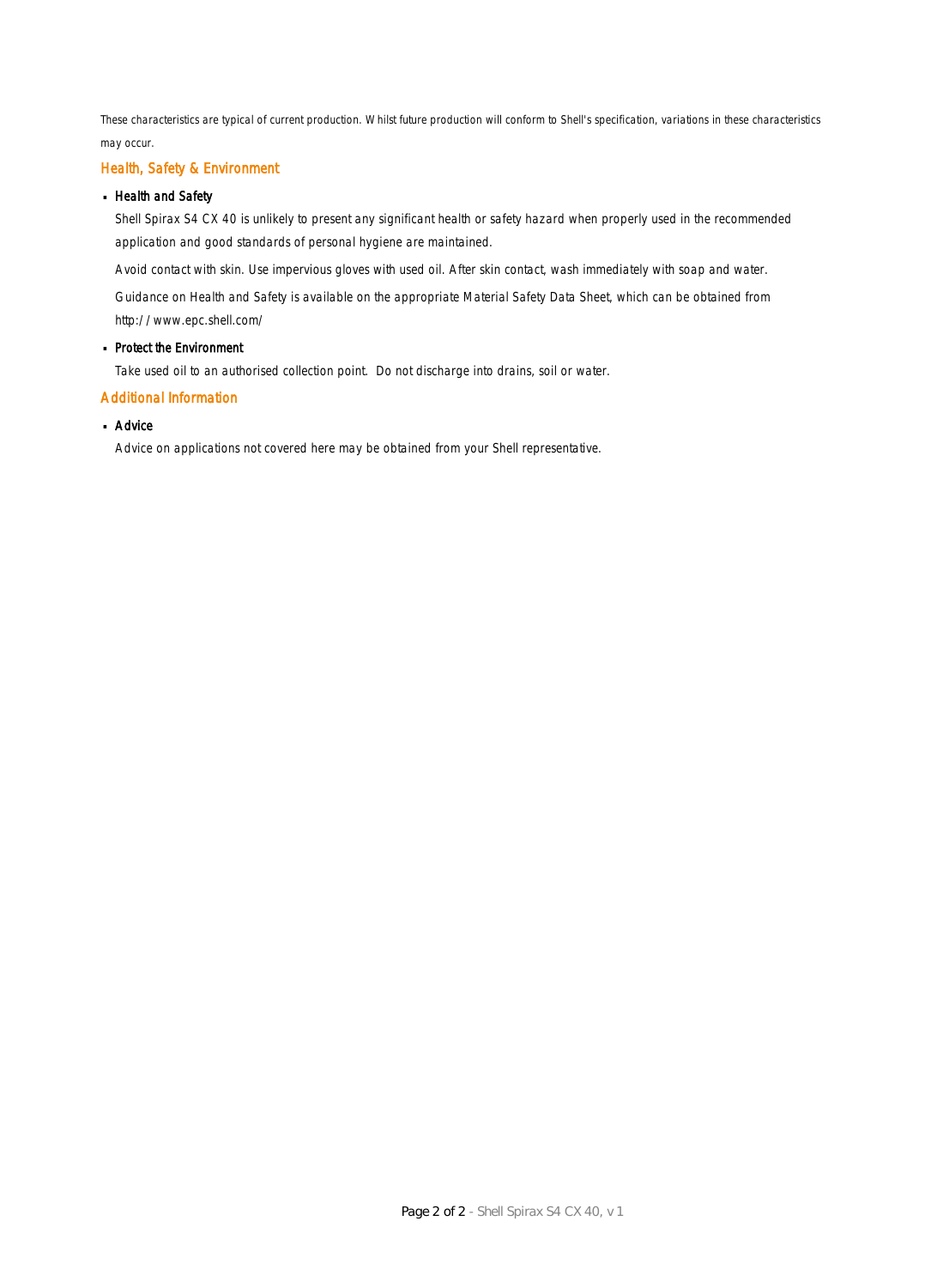These characteristics are typical of current production. Whilst future production will conform to Shell's specification, variations in these characteristics may occur.

## Health, Safety & Environment

- **Health and Safety**

  Shell Spirax S4 CX 40 is unlikely to present any significant health or safety hazard when properly used in the recommended application and good standards of personal hygiene are maintained.

  Avoid contact with skin. Use impervious gloves with used oil. After skin contact, wash immediately with soap and water.

  Guidance on Health and Safety is available on the appropriate Material Safety Data Sheet, which can be obtained from http://www.epc.shell.com/

- **Protect the Environment**

  Take used oil to an authorised collection point. Do not discharge into drains, soil or water.

## Additional Information

- **Advice**

  Advice on applications not covered here may be obtained from your Shell representative.